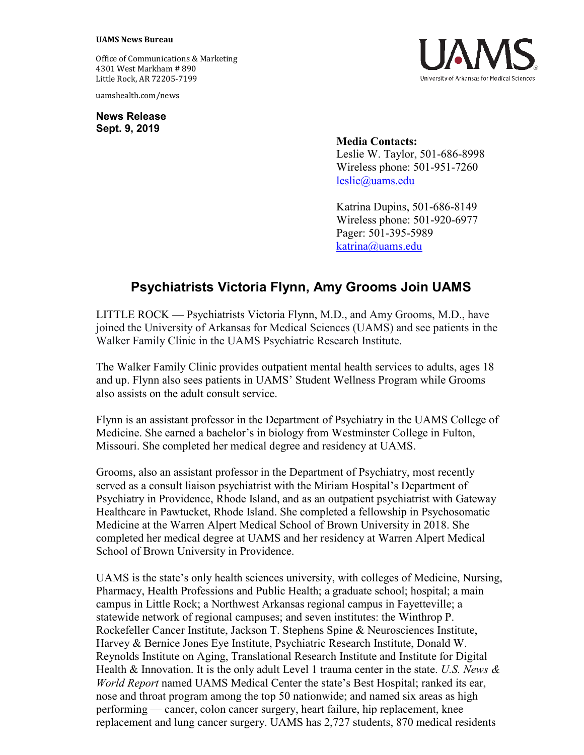**UAMS News Bureau**

Office of Communications & Marketing
4301 West Markham # 890
Little Rock, AR 72205-7199

uamshealth.com/news

**News Release**
**Sept. 9, 2019**

**Media Contacts:**
Leslie W. Taylor, 501-686-8998
Wireless phone: 501-951-7260
leslie@uams.edu

Katrina Dupins, 501-686-8149
Wireless phone: 501-920-6977
Pager: 501-395-5989
katrina@uams.edu

# Psychiatrists Victoria Flynn, Amy Grooms Join UAMS

LITTLE ROCK — Psychiatrists Victoria Flynn, M.D., and Amy Grooms, M.D., have joined the University of Arkansas for Medical Sciences (UAMS) and see patients in the Walker Family Clinic in the UAMS Psychiatric Research Institute.

The Walker Family Clinic provides outpatient mental health services to adults, ages 18 and up. Flynn also sees patients in UAMS' Student Wellness Program while Grooms also assists on the adult consult service.

Flynn is an assistant professor in the Department of Psychiatry in the UAMS College of Medicine. She earned a bachelor's in biology from Westminster College in Fulton, Missouri. She completed her medical degree and residency at UAMS.

Grooms, also an assistant professor in the Department of Psychiatry, most recently served as a consult liaison psychiatrist with the Miriam Hospital's Department of Psychiatry in Providence, Rhode Island, and as an outpatient psychiatrist with Gateway Healthcare in Pawtucket, Rhode Island. She completed a fellowship in Psychosomatic Medicine at the Warren Alpert Medical School of Brown University in 2018. She completed her medical degree at UAMS and her residency at Warren Alpert Medical School of Brown University in Providence.

UAMS is the state's only health sciences university, with colleges of Medicine, Nursing, Pharmacy, Health Professions and Public Health; a graduate school; hospital; a main campus in Little Rock; a Northwest Arkansas regional campus in Fayetteville; a statewide network of regional campuses; and seven institutes: the Winthrop P. Rockefeller Cancer Institute, Jackson T. Stephens Spine & Neurosciences Institute, Harvey & Bernice Jones Eye Institute, Psychiatric Research Institute, Donald W. Reynolds Institute on Aging, Translational Research Institute and Institute for Digital Health & Innovation. It is the only adult Level 1 trauma center in the state. *U.S. News & World Report* named UAMS Medical Center the state's Best Hospital; ranked its ear, nose and throat program among the top 50 nationwide; and named six areas as high performing — cancer, colon cancer surgery, heart failure, hip replacement, knee replacement and lung cancer surgery. UAMS has 2,727 students, 870 medical residents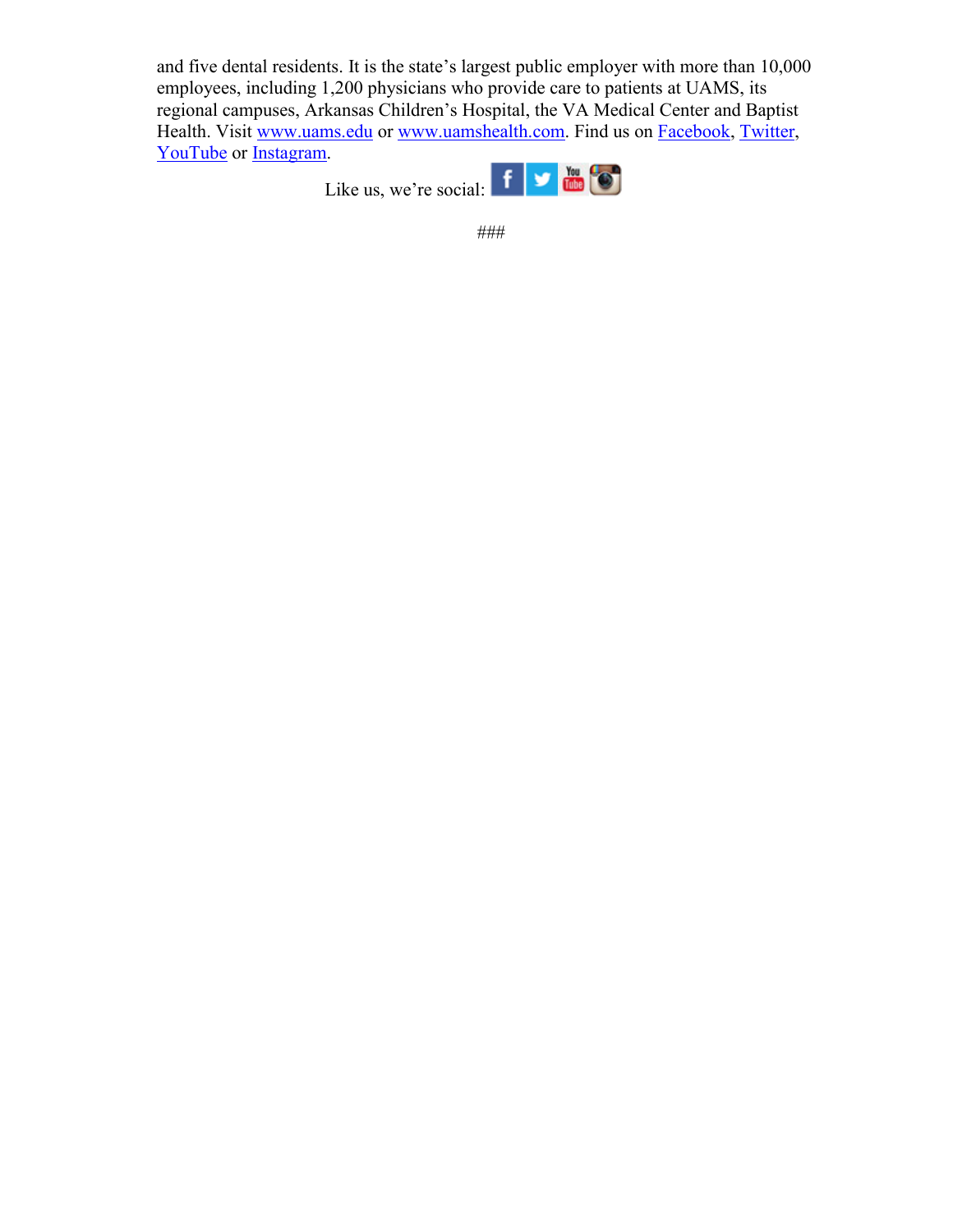and five dental residents. It is the state's largest public employer with more than 10,000 employees, including 1,200 physicians who provide care to patients at UAMS, its regional campuses, Arkansas Children's Hospital, the VA Medical Center and Baptist Health. Visit www.uams.edu or www.uamshealth.com. Find us on Facebook, Twitter, YouTube or Instagram.

Like us, we're social:

###